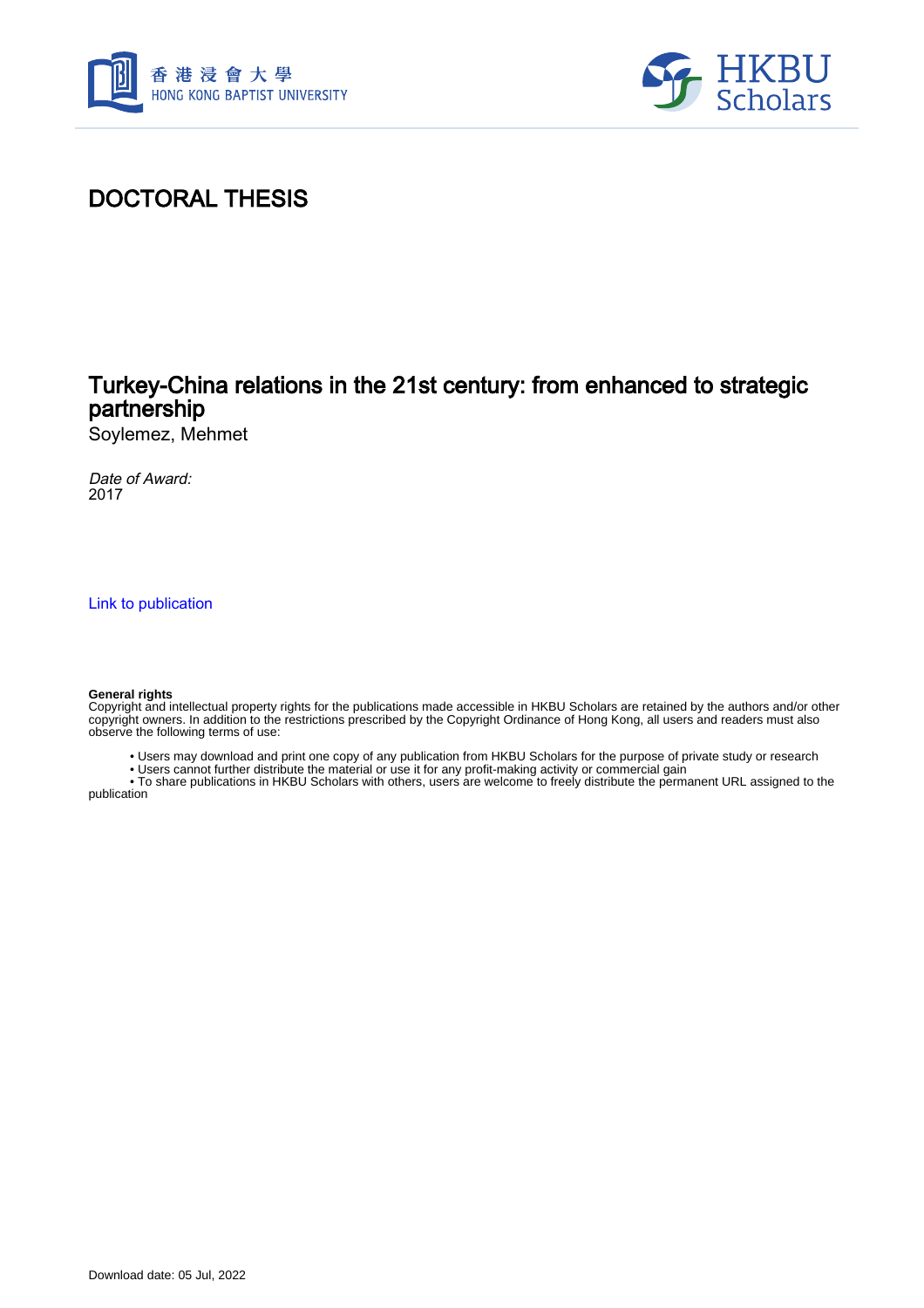# DOCTORAL THESIS

## Turkey-China relations in the 21st century: from enhanced to strategic partnership

Soylemez, Mehmet

*Date of Award:*
2017

[Link to publication]

**General rights**
Copyright and intellectual property rights for the publications made accessible in HKBU Scholars are retained by the authors and/or other copyright owners. In addition to the restrictions prescribed by the Copyright Ordinance of Hong Kong, all users and readers must also observe the following terms of use:

- Users may download and print one copy of any publication from HKBU Scholars for the purpose of private study or research
- Users cannot further distribute the material or use it for any profit-making activity or commercial gain
- To share publications in HKBU Scholars with others, users are welcome to freely distribute the permanent URL assigned to the publication

Download date: 05 Jul, 2022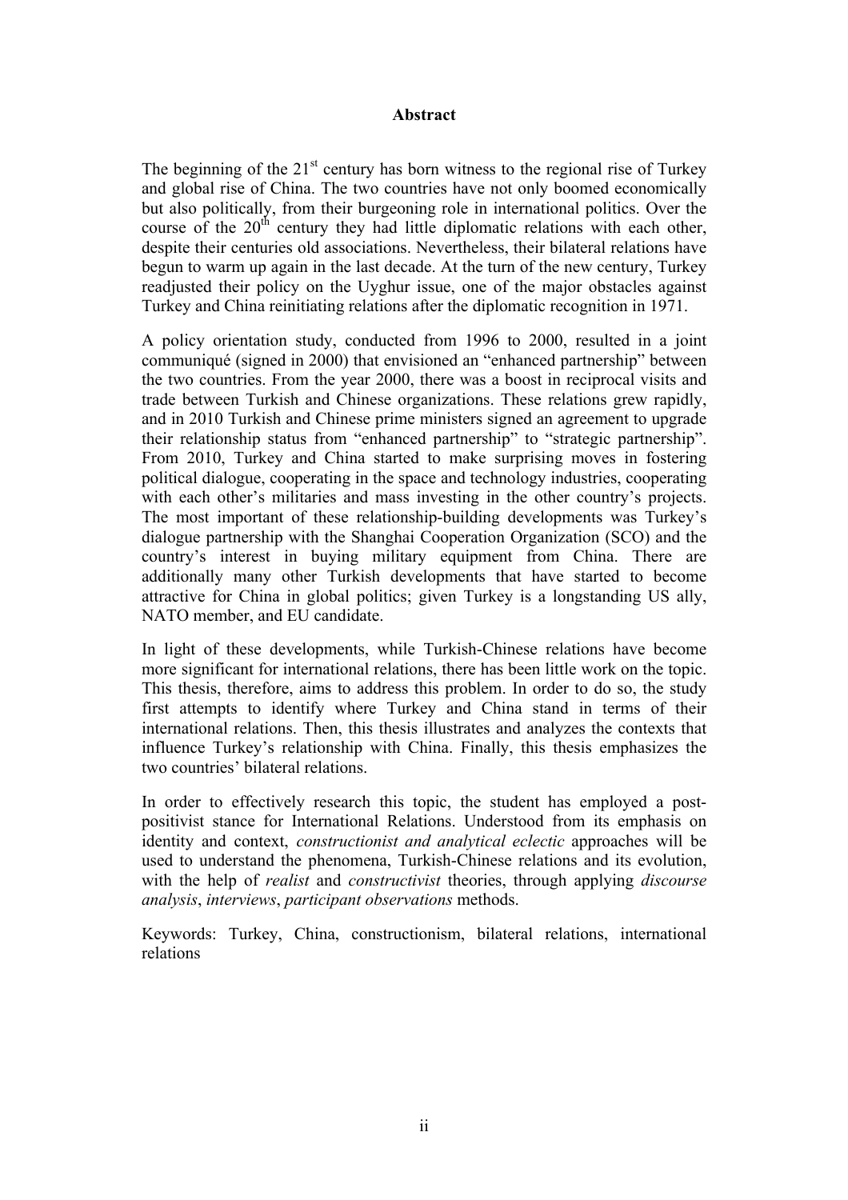**Abstract**

The beginning of the 21st century has born witness to the regional rise of Turkey and global rise of China. The two countries have not only boomed economically but also politically, from their burgeoning role in international politics. Over the course of the 20th century they had little diplomatic relations with each other, despite their centuries old associations. Nevertheless, their bilateral relations have begun to warm up again in the last decade. At the turn of the new century, Turkey readjusted their policy on the Uyghur issue, one of the major obstacles against Turkey and China reinitiating relations after the diplomatic recognition in 1971.

A policy orientation study, conducted from 1996 to 2000, resulted in a joint communiqué (signed in 2000) that envisioned an "enhanced partnership" between the two countries. From the year 2000, there was a boost in reciprocal visits and trade between Turkish and Chinese organizations. These relations grew rapidly, and in 2010 Turkish and Chinese prime ministers signed an agreement to upgrade their relationship status from "enhanced partnership" to "strategic partnership". From 2010, Turkey and China started to make surprising moves in fostering political dialogue, cooperating in the space and technology industries, cooperating with each other's militaries and mass investing in the other country's projects. The most important of these relationship-building developments was Turkey's dialogue partnership with the Shanghai Cooperation Organization (SCO) and the country's interest in buying military equipment from China. There are additionally many other Turkish developments that have started to become attractive for China in global politics; given Turkey is a longstanding US ally, NATO member, and EU candidate.

In light of these developments, while Turkish-Chinese relations have become more significant for international relations, there has been little work on the topic. This thesis, therefore, aims to address this problem. In order to do so, the study first attempts to identify where Turkey and China stand in terms of their international relations. Then, this thesis illustrates and analyzes the contexts that influence Turkey's relationship with China. Finally, this thesis emphasizes the two countries' bilateral relations.

In order to effectively research this topic, the student has employed a post-positivist stance for International Relations. Understood from its emphasis on identity and context, *constructionist and analytical eclectic* approaches will be used to understand the phenomena, Turkish-Chinese relations and its evolution, with the help of *realist* and *constructivist* theories, through applying *discourse analysis*, *interviews*, *participant observations* methods.

Keywords: Turkey, China, constructionism, bilateral relations, international relations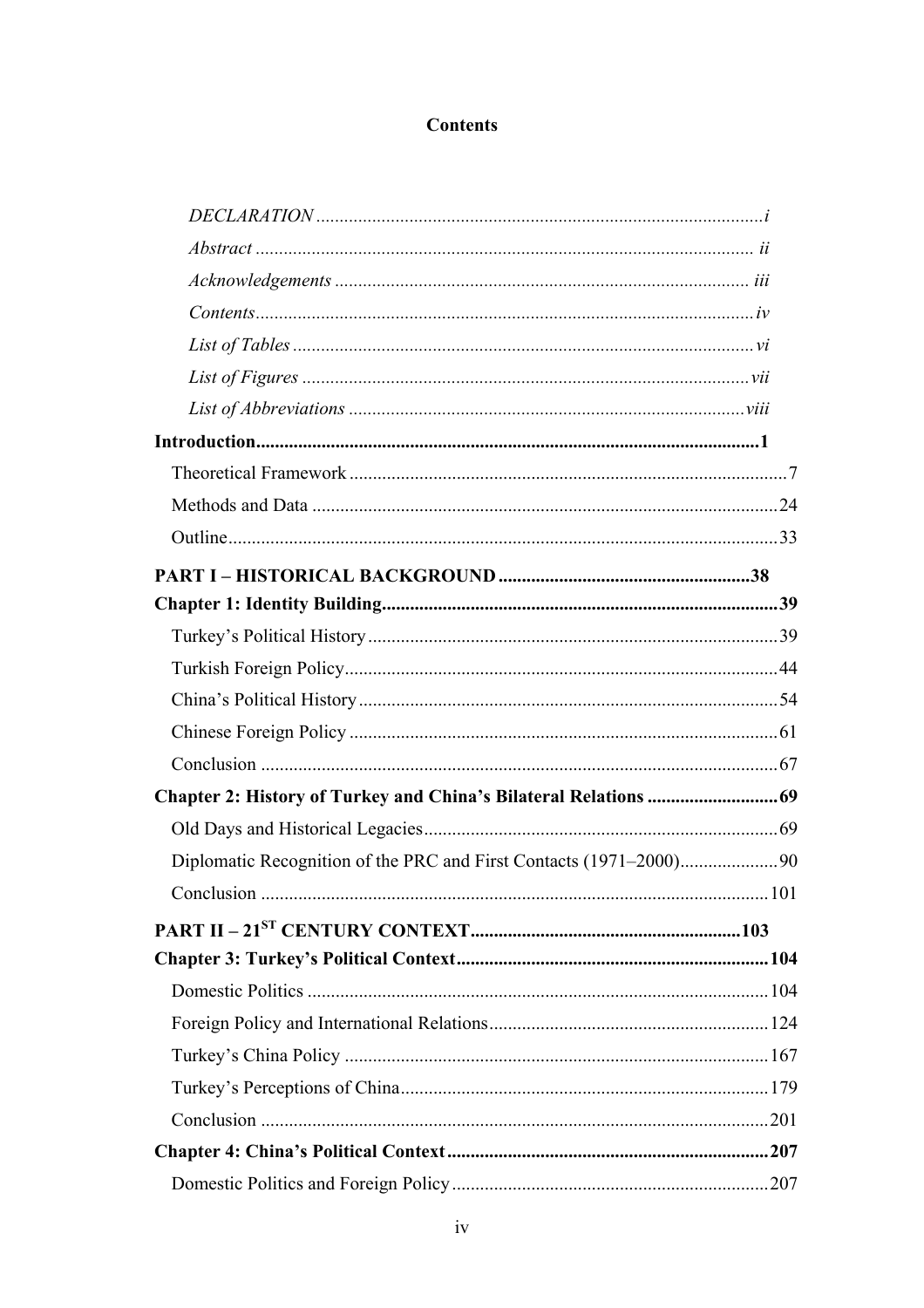# Contents

*DECLARATION* ........ *i*

*Abstract* ........ *ii*

*Acknowledgements* ........ *iii*

*Contents* ........ *iv*

*List of Tables* ........ *vi*

*List of Figures* ........ *vii*

*List of Abbreviations* ........ *viii*

**Introduction** ........ **1**

- Theoretical Framework ........ 7
- Methods and Data ........ 24
- Outline ........ 33

**PART I – HISTORICAL BACKGROUND** ........ **38**

**Chapter 1: Identity Building** ........ **39**

- Turkey's Political History ........ 39
- Turkish Foreign Policy ........ 44
- China's Political History ........ 54
- Chinese Foreign Policy ........ 61
- Conclusion ........ 67

**Chapter 2: History of Turkey and China's Bilateral Relations** ........ **69**

- Old Days and Historical Legacies ........ 69
- Diplomatic Recognition of the PRC and First Contacts (1971–2000) ........ 90
- Conclusion ........ 101

**PART II – 21ST CENTURY CONTEXT** ........ **103**

**Chapter 3: Turkey's Political Context** ........ **104**

- Domestic Politics ........ 104
- Foreign Policy and International Relations ........ 124
- Turkey's China Policy ........ 167
- Turkey's Perceptions of China ........ 179
- Conclusion ........ 201

**Chapter 4: China's Political Context** ........ **207**

- Domestic Politics and Foreign Policy ........ 207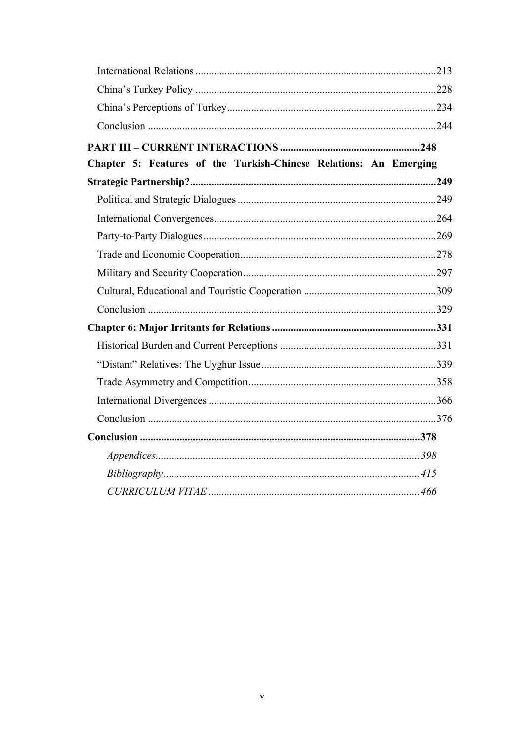International Relations ....................................................................................213

China's Turkey Policy .......................................................................................228

China's Perceptions of Turkey..........................................................................234

Conclusion .......................................................................................................244

**PART III – CURRENT INTERACTIONS ....................................................248**

**Chapter 5: Features of the Turkish-Chinese Relations: An Emerging Strategic Partnership?.....................................................................................249**

Political and Strategic Dialogues .....................................................................249

International Convergences...............................................................................264

Party-to-Party Dialogues...................................................................................269

Trade and Economic Cooperation.....................................................................278

Military and Security Cooperation....................................................................297

Cultural, Educational and Touristic Cooperation .............................................309

Conclusion .......................................................................................................329

**Chapter 6: Major Irritants for Relations ........................................................331**

Historical Burden and Current Perceptions .....................................................331

"Distant" Relatives: The Uyghur Issue ............................................................339

Trade Asymmetry and Competition..................................................................358

International Divergences .................................................................................366

Conclusion .......................................................................................................376

**Conclusion ......................................................................................................378**

*Appendices..........................................................................................398*

*Bibliography........................................................................................415*

*CURRICULUM VITAE ........................................................................466*